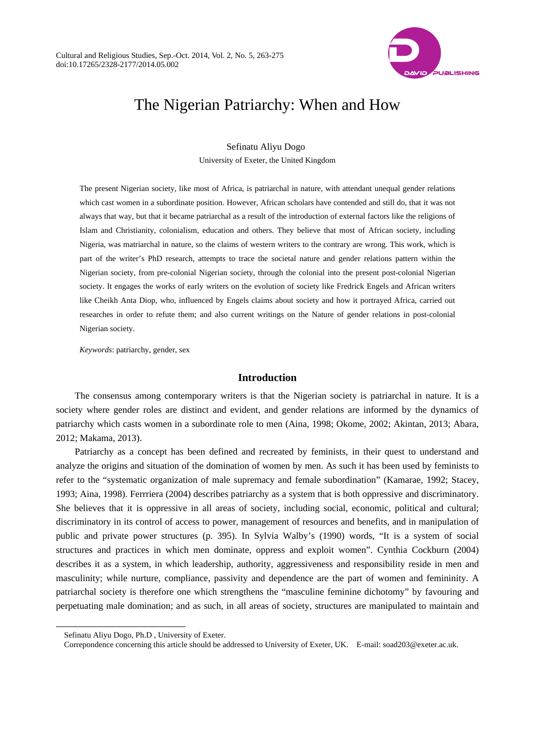# The Nigerian Patriarchy: When and How

Sefinatu Aliyu Dogo

University of Exeter, the United Kingdom

The present Nigerian society, like most of Africa, is patriarchal in nature, with attendant unequal gender relations which cast women in a subordinate position. However, African scholars have contended and still do, that it was not always that way, but that it became patriarchal as a result of the introduction of external factors like the religions of Islam and Christianity, colonialism, education and others. They believe that most of African society, including Nigeria, was matriarchal in nature, so the claims of western writers to the contrary are wrong. This work, which is part of the writer's PhD research, attempts to trace the societal nature and gender relations pattern within the Nigerian society, from pre-colonial Nigerian society, through the colonial into the present post-colonial Nigerian society. It engages the works of early writers on the evolution of society like Fredrick Engels and African writers like Cheikh Anta Diop, who, influenced by Engels claims about society and how it portrayed Africa, carried out researches in order to refute them; and also current writings on the Nature of gender relations in post-colonial Nigerian society.

*Keywords*: patriarchy, gender, sex

## Introduction

The consensus among contemporary writers is that the Nigerian society is patriarchal in nature. It is a society where gender roles are distinct and evident, and gender relations are informed by the dynamics of patriarchy which casts women in a subordinate role to men (Aina, 1998; Okome, 2002; Akintan, 2013; Abara, 2012; Makama, 2013).

Patriarchy as a concept has been defined and recreated by feminists, in their quest to understand and analyze the origins and situation of the domination of women by men. As such it has been used by feminists to refer to the "systematic organization of male supremacy and female subordination" (Kamarae, 1992; Stacey, 1993; Aina, 1998). Ferrriera (2004) describes patriarchy as a system that is both oppressive and discriminatory. She believes that it is oppressive in all areas of society, including social, economic, political and cultural; discriminatory in its control of access to power, management of resources and benefits, and in manipulation of public and private power structures (p. 395). In Sylvia Walby's (1990) words, "It is a system of social structures and practices in which men dominate, oppress and exploit women". Cynthia Cockburn (2004) describes it as a system, in which leadership, authority, aggressiveness and responsibility reside in men and masculinity; while nurture, compliance, passivity and dependence are the part of women and femininity. A patriarchal society is therefore one which strengthens the "masculine feminine dichotomy" by favouring and perpetuating male domination; and as such, in all areas of society, structures are manipulated to maintain and

---

Sefinatu Aliyu Dogo, Ph.D , University of Exeter.

Correpondence concerning this article should be addressed to University of Exeter, UK. E-mail: soad203@exeter.ac.uk.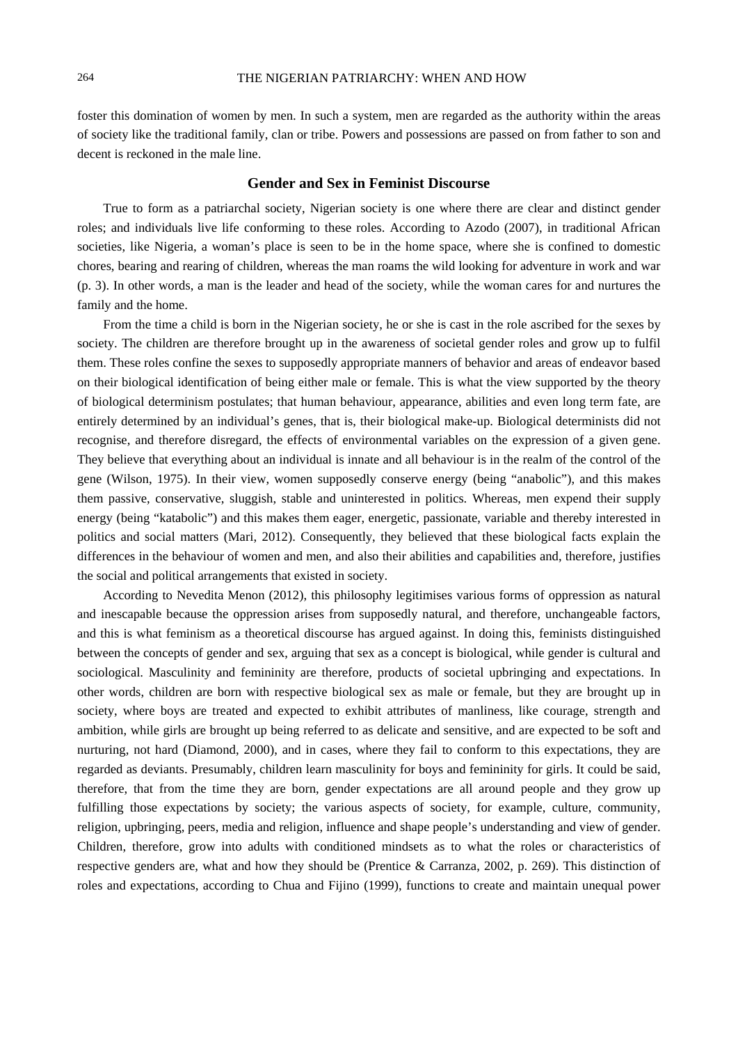foster this domination of women by men. In such a system, men are regarded as the authority within the areas of society like the traditional family, clan or tribe. Powers and possessions are passed on from father to son and decent is reckoned in the male line.

## Gender and Sex in Feminist Discourse

True to form as a patriarchal society, Nigerian society is one where there are clear and distinct gender roles; and individuals live life conforming to these roles. According to Azodo (2007), in traditional African societies, like Nigeria, a woman's place is seen to be in the home space, where she is confined to domestic chores, bearing and rearing of children, whereas the man roams the wild looking for adventure in work and war (p. 3). In other words, a man is the leader and head of the society, while the woman cares for and nurtures the family and the home.

From the time a child is born in the Nigerian society, he or she is cast in the role ascribed for the sexes by society. The children are therefore brought up in the awareness of societal gender roles and grow up to fulfil them. These roles confine the sexes to supposedly appropriate manners of behavior and areas of endeavor based on their biological identification of being either male or female. This is what the view supported by the theory of biological determinism postulates; that human behaviour, appearance, abilities and even long term fate, are entirely determined by an individual's genes, that is, their biological make-up. Biological determinists did not recognise, and therefore disregard, the effects of environmental variables on the expression of a given gene. They believe that everything about an individual is innate and all behaviour is in the realm of the control of the gene (Wilson, 1975). In their view, women supposedly conserve energy (being "anabolic"), and this makes them passive, conservative, sluggish, stable and uninterested in politics. Whereas, men expend their supply energy (being "katabolic") and this makes them eager, energetic, passionate, variable and thereby interested in politics and social matters (Mari, 2012). Consequently, they believed that these biological facts explain the differences in the behaviour of women and men, and also their abilities and capabilities and, therefore, justifies the social and political arrangements that existed in society.

According to Nevedita Menon (2012), this philosophy legitimises various forms of oppression as natural and inescapable because the oppression arises from supposedly natural, and therefore, unchangeable factors, and this is what feminism as a theoretical discourse has argued against. In doing this, feminists distinguished between the concepts of gender and sex, arguing that sex as a concept is biological, while gender is cultural and sociological. Masculinity and femininity are therefore, products of societal upbringing and expectations. In other words, children are born with respective biological sex as male or female, but they are brought up in society, where boys are treated and expected to exhibit attributes of manliness, like courage, strength and ambition, while girls are brought up being referred to as delicate and sensitive, and are expected to be soft and nurturing, not hard (Diamond, 2000), and in cases, where they fail to conform to this expectations, they are regarded as deviants. Presumably, children learn masculinity for boys and femininity for girls. It could be said, therefore, that from the time they are born, gender expectations are all around people and they grow up fulfilling those expectations by society; the various aspects of society, for example, culture, community, religion, upbringing, peers, media and religion, influence and shape people's understanding and view of gender. Children, therefore, grow into adults with conditioned mindsets as to what the roles or characteristics of respective genders are, what and how they should be (Prentice & Carranza, 2002, p. 269). This distinction of roles and expectations, according to Chua and Fijino (1999), functions to create and maintain unequal power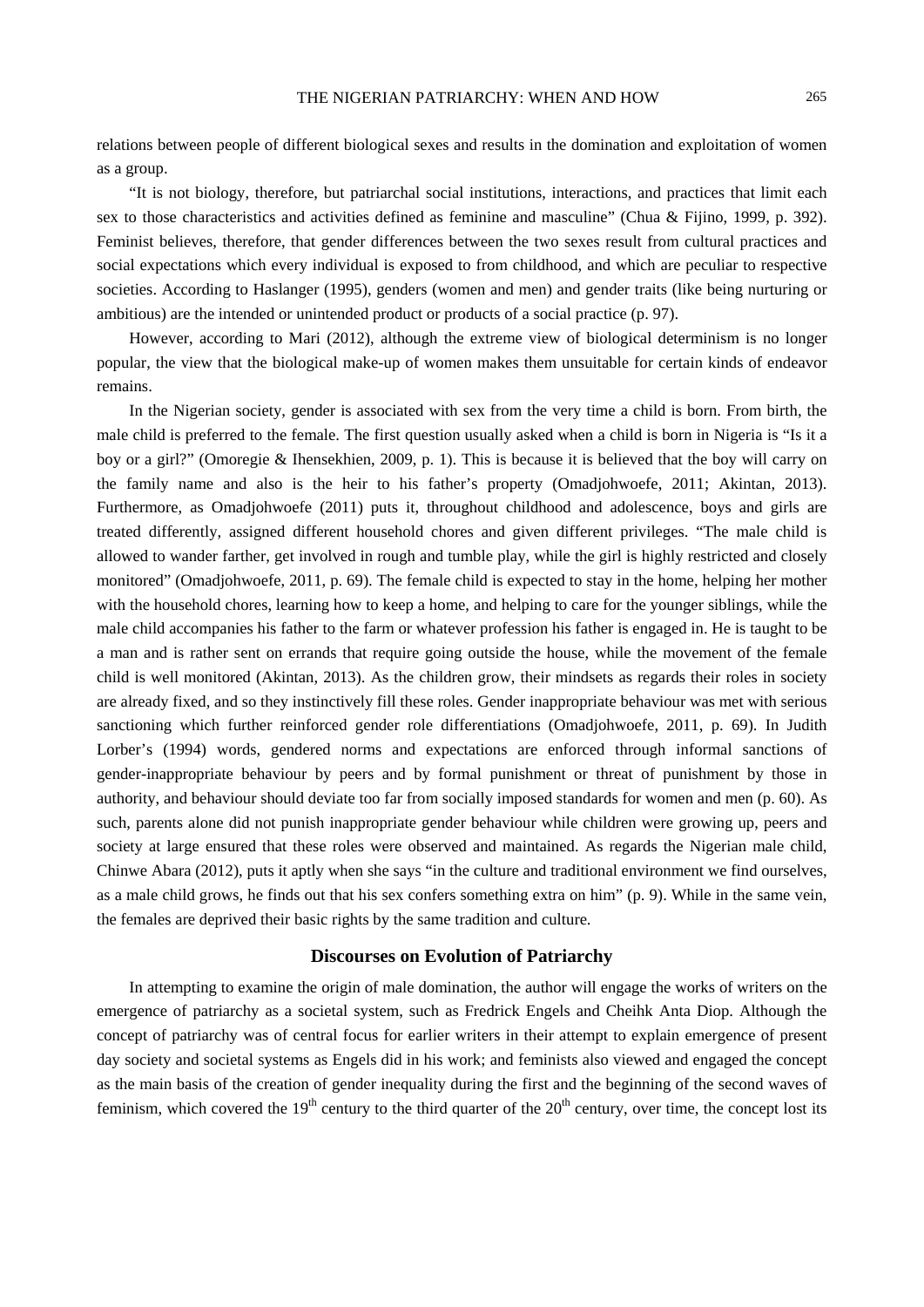relations between people of different biological sexes and results in the domination and exploitation of women as a group.

"It is not biology, therefore, but patriarchal social institutions, interactions, and practices that limit each sex to those characteristics and activities defined as feminine and masculine" (Chua & Fijino, 1999, p. 392). Feminist believes, therefore, that gender differences between the two sexes result from cultural practices and social expectations which every individual is exposed to from childhood, and which are peculiar to respective societies. According to Haslanger (1995), genders (women and men) and gender traits (like being nurturing or ambitious) are the intended or unintended product or products of a social practice (p. 97).

However, according to Mari (2012), although the extreme view of biological determinism is no longer popular, the view that the biological make-up of women makes them unsuitable for certain kinds of endeavor remains.

In the Nigerian society, gender is associated with sex from the very time a child is born. From birth, the male child is preferred to the female. The first question usually asked when a child is born in Nigeria is "Is it a boy or a girl?" (Omoregie & Ihensekhien, 2009, p. 1). This is because it is believed that the boy will carry on the family name and also is the heir to his father's property (Omadjohwoefe, 2011; Akintan, 2013). Furthermore, as Omadjohwoefe (2011) puts it, throughout childhood and adolescence, boys and girls are treated differently, assigned different household chores and given different privileges. "The male child is allowed to wander farther, get involved in rough and tumble play, while the girl is highly restricted and closely monitored" (Omadjohwoefe, 2011, p. 69). The female child is expected to stay in the home, helping her mother with the household chores, learning how to keep a home, and helping to care for the younger siblings, while the male child accompanies his father to the farm or whatever profession his father is engaged in. He is taught to be a man and is rather sent on errands that require going outside the house, while the movement of the female child is well monitored (Akintan, 2013). As the children grow, their mindsets as regards their roles in society are already fixed, and so they instinctively fill these roles. Gender inappropriate behaviour was met with serious sanctioning which further reinforced gender role differentiations (Omadjohwoefe, 2011, p. 69). In Judith Lorber's (1994) words, gendered norms and expectations are enforced through informal sanctions of gender-inappropriate behaviour by peers and by formal punishment or threat of punishment by those in authority, and behaviour should deviate too far from socially imposed standards for women and men (p. 60). As such, parents alone did not punish inappropriate gender behaviour while children were growing up, peers and society at large ensured that these roles were observed and maintained. As regards the Nigerian male child, Chinwe Abara (2012), puts it aptly when she says "in the culture and traditional environment we find ourselves, as a male child grows, he finds out that his sex confers something extra on him" (p. 9). While in the same vein, the females are deprived their basic rights by the same tradition and culture.

## Discourses on Evolution of Patriarchy

In attempting to examine the origin of male domination, the author will engage the works of writers on the emergence of patriarchy as a societal system, such as Fredrick Engels and Cheihk Anta Diop. Although the concept of patriarchy was of central focus for earlier writers in their attempt to explain emergence of present day society and societal systems as Engels did in his work; and feminists also viewed and engaged the concept as the main basis of the creation of gender inequality during the first and the beginning of the second waves of feminism, which covered the 19th century to the third quarter of the 20th century, over time, the concept lost its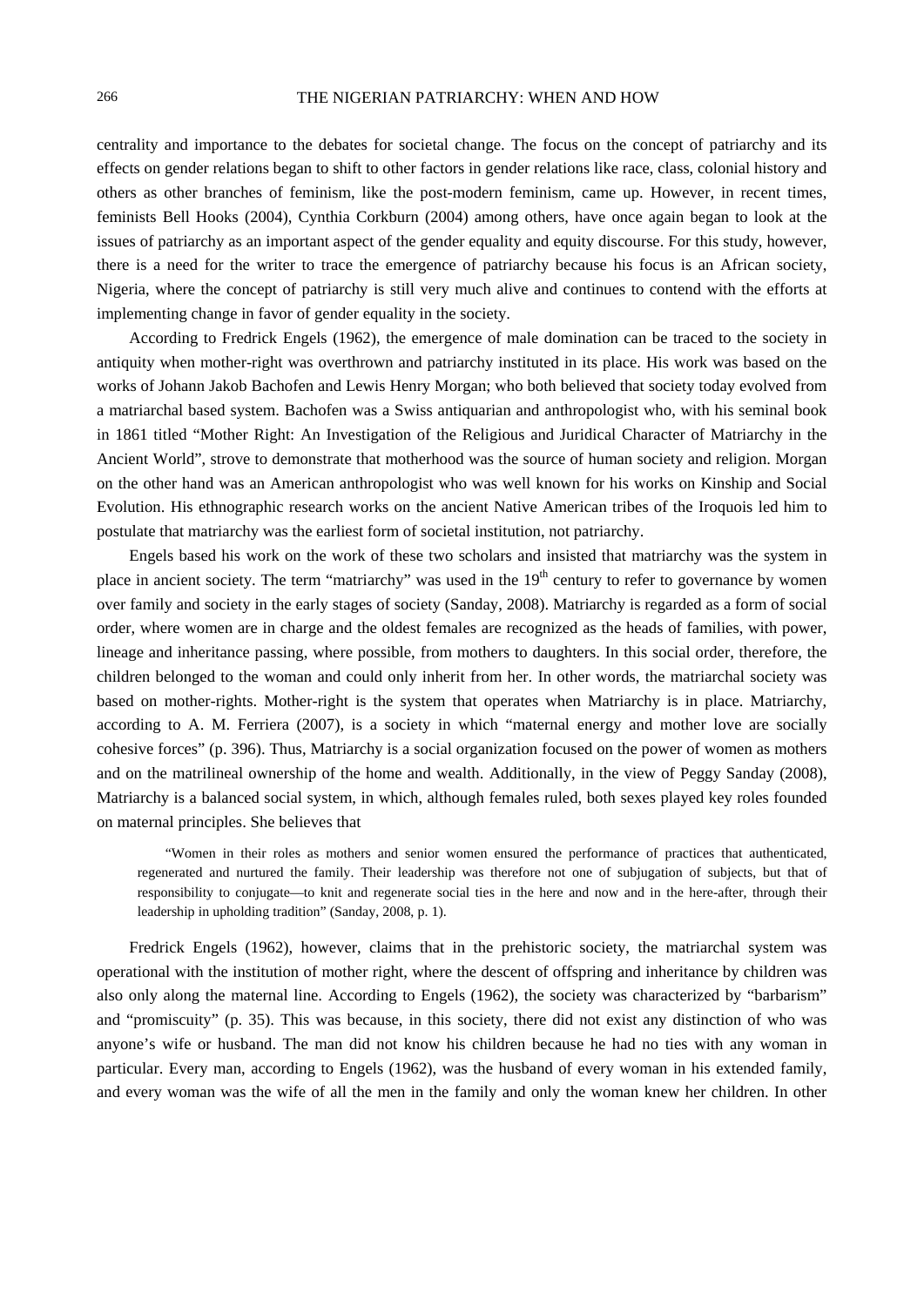centrality and importance to the debates for societal change. The focus on the concept of patriarchy and its effects on gender relations began to shift to other factors in gender relations like race, class, colonial history and others as other branches of feminism, like the post-modern feminism, came up. However, in recent times, feminists Bell Hooks (2004), Cynthia Corkburn (2004) among others, have once again began to look at the issues of patriarchy as an important aspect of the gender equality and equity discourse. For this study, however, there is a need for the writer to trace the emergence of patriarchy because his focus is an African society, Nigeria, where the concept of patriarchy is still very much alive and continues to contend with the efforts at implementing change in favor of gender equality in the society.

According to Fredrick Engels (1962), the emergence of male domination can be traced to the society in antiquity when mother-right was overthrown and patriarchy instituted in its place. His work was based on the works of Johann Jakob Bachofen and Lewis Henry Morgan; who both believed that society today evolved from a matriarchal based system. Bachofen was a Swiss antiquarian and anthropologist who, with his seminal book in 1861 titled "Mother Right: An Investigation of the Religious and Juridical Character of Matriarchy in the Ancient World", strove to demonstrate that motherhood was the source of human society and religion. Morgan on the other hand was an American anthropologist who was well known for his works on Kinship and Social Evolution. His ethnographic research works on the ancient Native American tribes of the Iroquois led him to postulate that matriarchy was the earliest form of societal institution, not patriarchy.

Engels based his work on the work of these two scholars and insisted that matriarchy was the system in place in ancient society. The term "matriarchy" was used in the 19th century to refer to governance by women over family and society in the early stages of society (Sanday, 2008). Matriarchy is regarded as a form of social order, where women are in charge and the oldest females are recognized as the heads of families, with power, lineage and inheritance passing, where possible, from mothers to daughters. In this social order, therefore, the children belonged to the woman and could only inherit from her. In other words, the matriarchal society was based on mother-rights. Mother-right is the system that operates when Matriarchy is in place. Matriarchy, according to A. M. Ferriera (2007), is a society in which "maternal energy and mother love are socially cohesive forces" (p. 396). Thus, Matriarchy is a social organization focused on the power of women as mothers and on the matrilineal ownership of the home and wealth. Additionally, in the view of Peggy Sanday (2008), Matriarchy is a balanced social system, in which, although females ruled, both sexes played key roles founded on maternal principles. She believes that

> "Women in their roles as mothers and senior women ensured the performance of practices that authenticated, regenerated and nurtured the family. Their leadership was therefore not one of subjugation of subjects, but that of responsibility to conjugate—to knit and regenerate social ties in the here and now and in the here-after, through their leadership in upholding tradition" (Sanday, 2008, p. 1).

Fredrick Engels (1962), however, claims that in the prehistoric society, the matriarchal system was operational with the institution of mother right, where the descent of offspring and inheritance by children was also only along the maternal line. According to Engels (1962), the society was characterized by "barbarism" and "promiscuity" (p. 35). This was because, in this society, there did not exist any distinction of who was anyone's wife or husband. The man did not know his children because he had no ties with any woman in particular. Every man, according to Engels (1962), was the husband of every woman in his extended family, and every woman was the wife of all the men in the family and only the woman knew her children. In other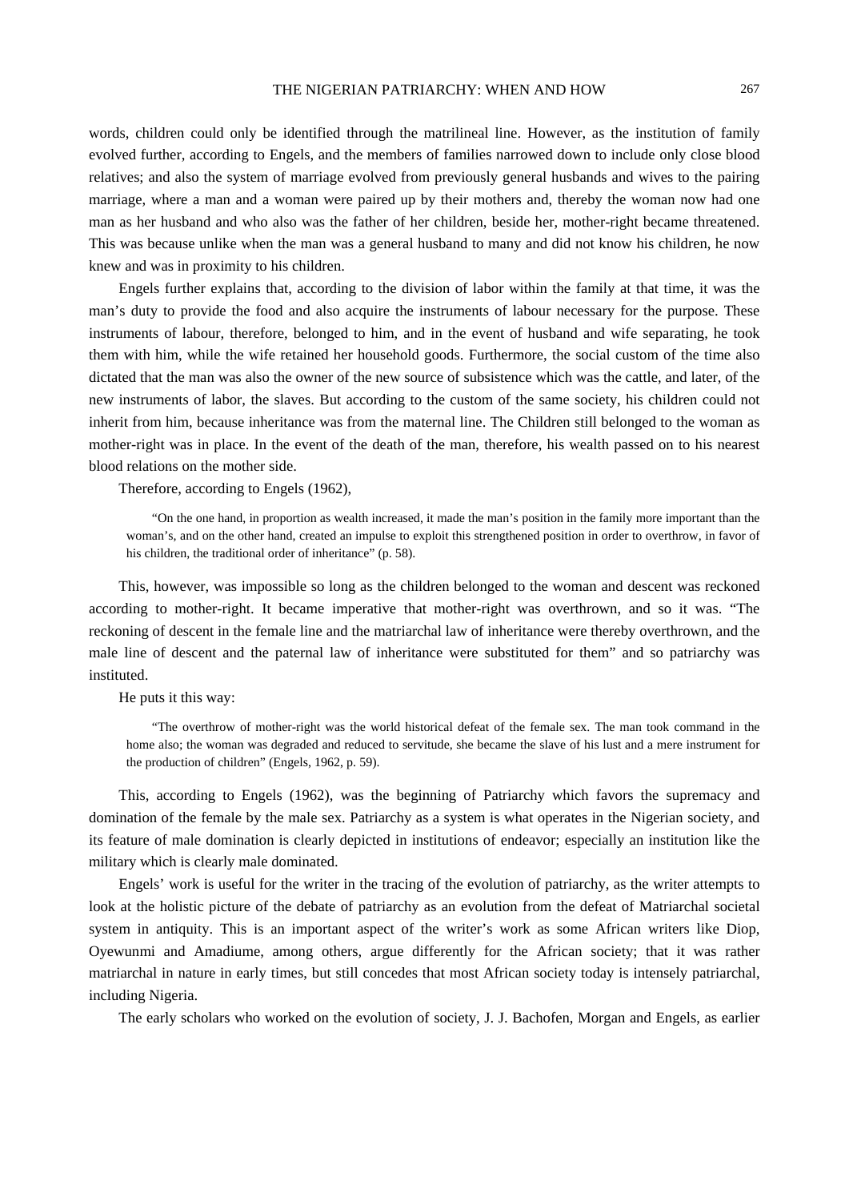words, children could only be identified through the matrilineal line. However, as the institution of family evolved further, according to Engels, and the members of families narrowed down to include only close blood relatives; and also the system of marriage evolved from previously general husbands and wives to the pairing marriage, where a man and a woman were paired up by their mothers and, thereby the woman now had one man as her husband and who also was the father of her children, beside her, mother-right became threatened. This was because unlike when the man was a general husband to many and did not know his children, he now knew and was in proximity to his children.

Engels further explains that, according to the division of labor within the family at that time, it was the man's duty to provide the food and also acquire the instruments of labour necessary for the purpose. These instruments of labour, therefore, belonged to him, and in the event of husband and wife separating, he took them with him, while the wife retained her household goods. Furthermore, the social custom of the time also dictated that the man was also the owner of the new source of subsistence which was the cattle, and later, of the new instruments of labor, the slaves. But according to the custom of the same society, his children could not inherit from him, because inheritance was from the maternal line. The Children still belonged to the woman as mother-right was in place. In the event of the death of the man, therefore, his wealth passed on to his nearest blood relations on the mother side.

Therefore, according to Engels (1962),

> "On the one hand, in proportion as wealth increased, it made the man's position in the family more important than the woman's, and on the other hand, created an impulse to exploit this strengthened position in order to overthrow, in favor of his children, the traditional order of inheritance" (p. 58).

This, however, was impossible so long as the children belonged to the woman and descent was reckoned according to mother-right. It became imperative that mother-right was overthrown, and so it was. "The reckoning of descent in the female line and the matriarchal law of inheritance were thereby overthrown, and the male line of descent and the paternal law of inheritance were substituted for them" and so patriarchy was instituted.

He puts it this way:

> "The overthrow of mother-right was the world historical defeat of the female sex. The man took command in the home also; the woman was degraded and reduced to servitude, she became the slave of his lust and a mere instrument for the production of children" (Engels, 1962, p. 59).

This, according to Engels (1962), was the beginning of Patriarchy which favors the supremacy and domination of the female by the male sex. Patriarchy as a system is what operates in the Nigerian society, and its feature of male domination is clearly depicted in institutions of endeavor; especially an institution like the military which is clearly male dominated.

Engels' work is useful for the writer in the tracing of the evolution of patriarchy, as the writer attempts to look at the holistic picture of the debate of patriarchy as an evolution from the defeat of Matriarchal societal system in antiquity. This is an important aspect of the writer's work as some African writers like Diop, Oyewunmi and Amadiume, among others, argue differently for the African society; that it was rather matriarchal in nature in early times, but still concedes that most African society today is intensely patriarchal, including Nigeria.

The early scholars who worked on the evolution of society, J. J. Bachofen, Morgan and Engels, as earlier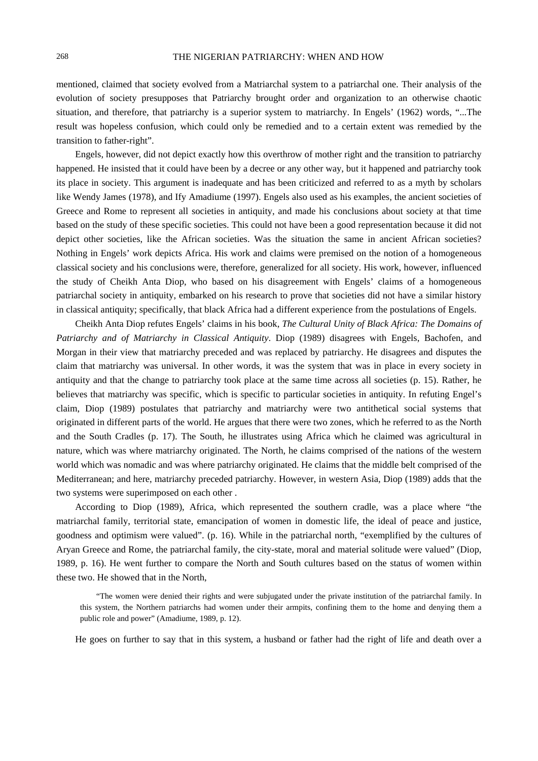mentioned, claimed that society evolved from a Matriarchal system to a patriarchal one. Their analysis of the evolution of society presupposes that Patriarchy brought order and organization to an otherwise chaotic situation, and therefore, that patriarchy is a superior system to matriarchy. In Engels' (1962) words, "...The result was hopeless confusion, which could only be remedied and to a certain extent was remedied by the transition to father-right".

Engels, however, did not depict exactly how this overthrow of mother right and the transition to patriarchy happened. He insisted that it could have been by a decree or any other way, but it happened and patriarchy took its place in society. This argument is inadequate and has been criticized and referred to as a myth by scholars like Wendy James (1978), and Ify Amadiume (1997). Engels also used as his examples, the ancient societies of Greece and Rome to represent all societies in antiquity, and made his conclusions about society at that time based on the study of these specific societies. This could not have been a good representation because it did not depict other societies, like the African societies. Was the situation the same in ancient African societies? Nothing in Engels' work depicts Africa. His work and claims were premised on the notion of a homogeneous classical society and his conclusions were, therefore, generalized for all society. His work, however, influenced the study of Cheikh Anta Diop, who based on his disagreement with Engels' claims of a homogeneous patriarchal society in antiquity, embarked on his research to prove that societies did not have a similar history in classical antiquity; specifically, that black Africa had a different experience from the postulations of Engels.

Cheikh Anta Diop refutes Engels' claims in his book, *The Cultural Unity of Black Africa: The Domains of Patriarchy and of Matriarchy in Classical Antiquity*. Diop (1989) disagrees with Engels, Bachofen, and Morgan in their view that matriarchy preceded and was replaced by patriarchy. He disagrees and disputes the claim that matriarchy was universal. In other words, it was the system that was in place in every society in antiquity and that the change to patriarchy took place at the same time across all societies (p. 15). Rather, he believes that matriarchy was specific, which is specific to particular societies in antiquity. In refuting Engel's claim, Diop (1989) postulates that patriarchy and matriarchy were two antithetical social systems that originated in different parts of the world. He argues that there were two zones, which he referred to as the North and the South Cradles (p. 17). The South, he illustrates using Africa which he claimed was agricultural in nature, which was where matriarchy originated. The North, he claims comprised of the nations of the western world which was nomadic and was where patriarchy originated. He claims that the middle belt comprised of the Mediterranean; and here, matriarchy preceded patriarchy. However, in western Asia, Diop (1989) adds that the two systems were superimposed on each other .

According to Diop (1989), Africa, which represented the southern cradle, was a place where "the matriarchal family, territorial state, emancipation of women in domestic life, the ideal of peace and justice, goodness and optimism were valued". (p. 16). While in the patriarchal north, "exemplified by the cultures of Aryan Greece and Rome, the patriarchal family, the city-state, moral and material solitude were valued" (Diop, 1989, p. 16). He went further to compare the North and South cultures based on the status of women within these two. He showed that in the North,

> "The women were denied their rights and were subjugated under the private institution of the patriarchal family. In this system, the Northern patriarchs had women under their armpits, confining them to the home and denying them a public role and power" (Amadiume, 1989, p. 12).

He goes on further to say that in this system, a husband or father had the right of life and death over a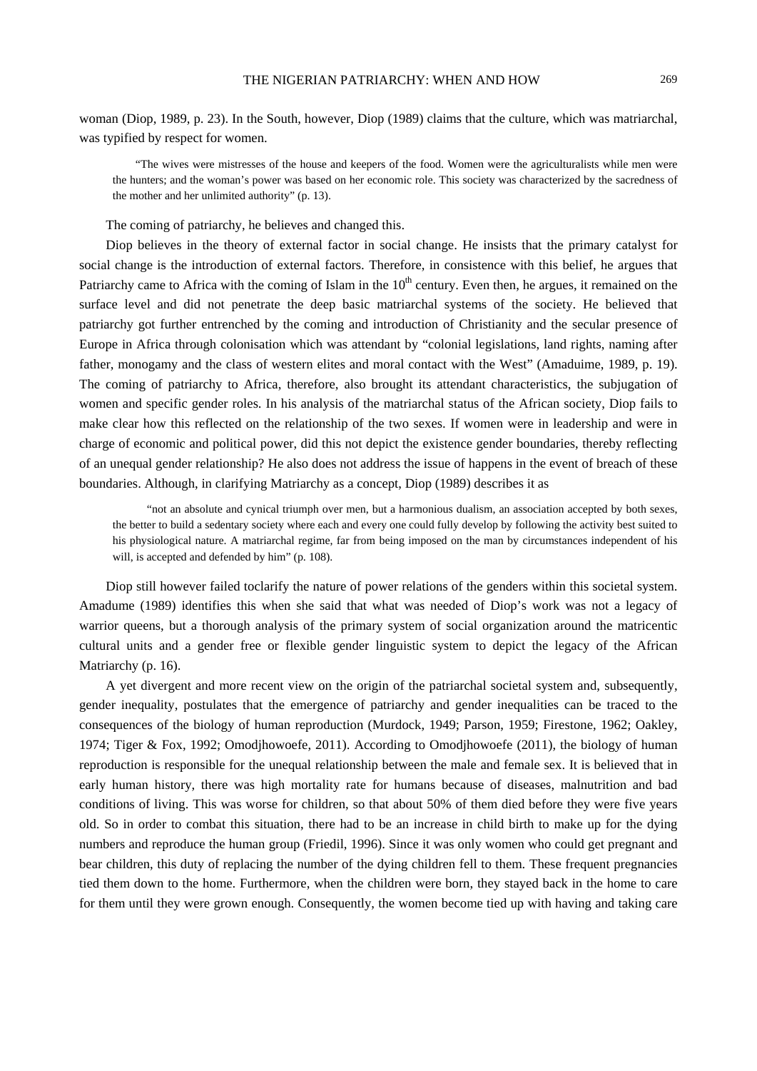woman (Diop, 1989, p. 23). In the South, however, Diop (1989) claims that the culture, which was matriarchal, was typified by respect for women.

> "The wives were mistresses of the house and keepers of the food. Women were the agriculturalists while men were the hunters; and the woman's power was based on her economic role. This society was characterized by the sacredness of the mother and her unlimited authority" (p. 13).

The coming of patriarchy, he believes and changed this.

Diop believes in the theory of external factor in social change. He insists that the primary catalyst for social change is the introduction of external factors. Therefore, in consistence with this belief, he argues that Patriarchy came to Africa with the coming of Islam in the 10th century. Even then, he argues, it remained on the surface level and did not penetrate the deep basic matriarchal systems of the society. He believed that patriarchy got further entrenched by the coming and introduction of Christianity and the secular presence of Europe in Africa through colonisation which was attendant by "colonial legislations, land rights, naming after father, monogamy and the class of western elites and moral contact with the West" (Amaduime, 1989, p. 19). The coming of patriarchy to Africa, therefore, also brought its attendant characteristics, the subjugation of women and specific gender roles. In his analysis of the matriarchal status of the African society, Diop fails to make clear how this reflected on the relationship of the two sexes. If women were in leadership and were in charge of economic and political power, did this not depict the existence gender boundaries, thereby reflecting of an unequal gender relationship? He also does not address the issue of happens in the event of breach of these boundaries. Although, in clarifying Matriarchy as a concept, Diop (1989) describes it as

> "not an absolute and cynical triumph over men, but a harmonious dualism, an association accepted by both sexes, the better to build a sedentary society where each and every one could fully develop by following the activity best suited to his physiological nature. A matriarchal regime, far from being imposed on the man by circumstances independent of his will, is accepted and defended by him" (p. 108).

Diop still however failed toclarify the nature of power relations of the genders within this societal system. Amadume (1989) identifies this when she said that what was needed of Diop's work was not a legacy of warrior queens, but a thorough analysis of the primary system of social organization around the matricentic cultural units and a gender free or flexible gender linguistic system to depict the legacy of the African Matriarchy (p. 16).

A yet divergent and more recent view on the origin of the patriarchal societal system and, subsequently, gender inequality, postulates that the emergence of patriarchy and gender inequalities can be traced to the consequences of the biology of human reproduction (Murdock, 1949; Parson, 1959; Firestone, 1962; Oakley, 1974; Tiger & Fox, 1992; Omodjhowoefe, 2011). According to Omodjhowoefe (2011), the biology of human reproduction is responsible for the unequal relationship between the male and female sex. It is believed that in early human history, there was high mortality rate for humans because of diseases, malnutrition and bad conditions of living. This was worse for children, so that about 50% of them died before they were five years old. So in order to combat this situation, there had to be an increase in child birth to make up for the dying numbers and reproduce the human group (Friedil, 1996). Since it was only women who could get pregnant and bear children, this duty of replacing the number of the dying children fell to them. These frequent pregnancies tied them down to the home. Furthermore, when the children were born, they stayed back in the home to care for them until they were grown enough. Consequently, the women become tied up with having and taking care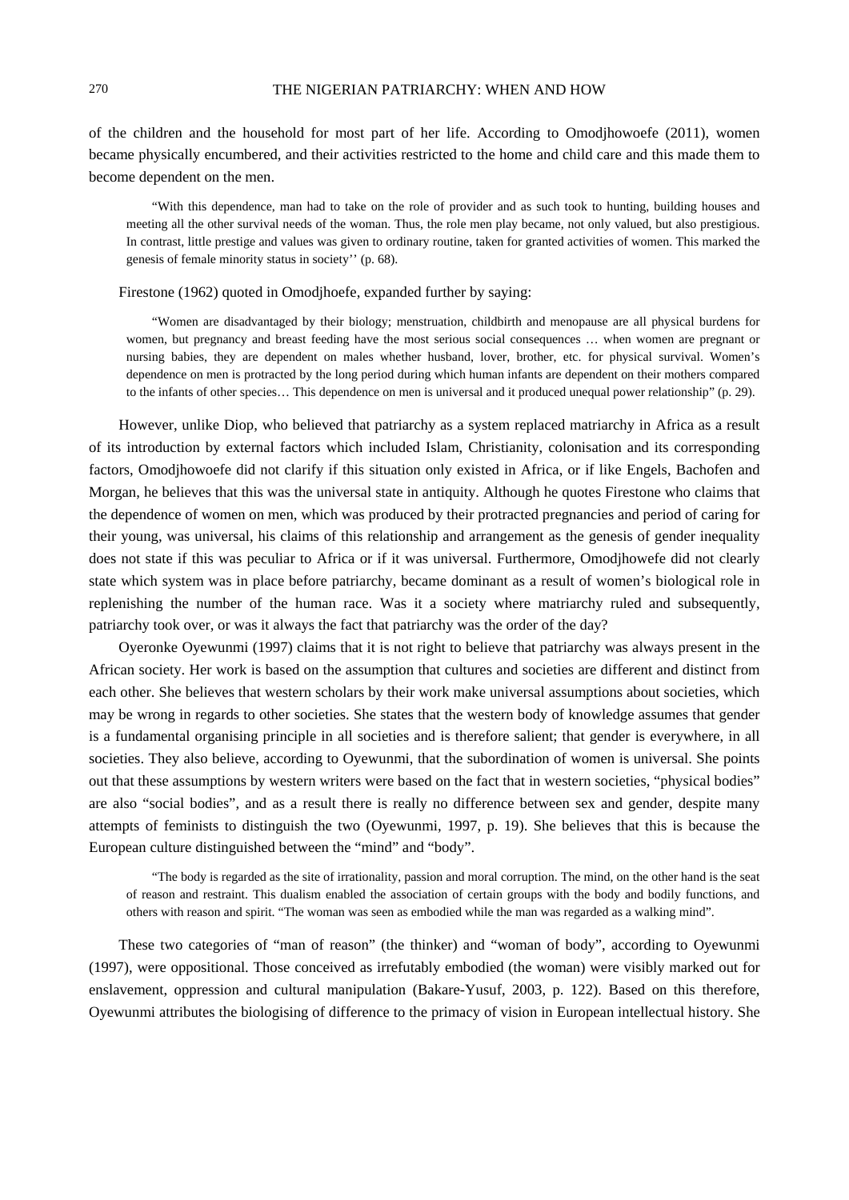of the children and the household for most part of her life. According to Omodjhowoefe (2011), women became physically encumbered, and their activities restricted to the home and child care and this made them to become dependent on the men.

> "With this dependence, man had to take on the role of provider and as such took to hunting, building houses and meeting all the other survival needs of the woman. Thus, the role men play became, not only valued, but also prestigious. In contrast, little prestige and values was given to ordinary routine, taken for granted activities of women. This marked the genesis of female minority status in society'' (p. 68).

Firestone (1962) quoted in Omodjhoefe, expanded further by saying:

> "Women are disadvantaged by their biology; menstruation, childbirth and menopause are all physical burdens for women, but pregnancy and breast feeding have the most serious social consequences … when women are pregnant or nursing babies, they are dependent on males whether husband, lover, brother, etc. for physical survival. Women's dependence on men is protracted by the long period during which human infants are dependent on their mothers compared to the infants of other species… This dependence on men is universal and it produced unequal power relationship" (p. 29).

However, unlike Diop, who believed that patriarchy as a system replaced matriarchy in Africa as a result of its introduction by external factors which included Islam, Christianity, colonisation and its corresponding factors, Omodjhowoefe did not clarify if this situation only existed in Africa, or if like Engels, Bachofen and Morgan, he believes that this was the universal state in antiquity. Although he quotes Firestone who claims that the dependence of women on men, which was produced by their protracted pregnancies and period of caring for their young, was universal, his claims of this relationship and arrangement as the genesis of gender inequality does not state if this was peculiar to Africa or if it was universal. Furthermore, Omodjhowefe did not clearly state which system was in place before patriarchy, became dominant as a result of women's biological role in replenishing the number of the human race. Was it a society where matriarchy ruled and subsequently, patriarchy took over, or was it always the fact that patriarchy was the order of the day?

Oyeronke Oyewunmi (1997) claims that it is not right to believe that patriarchy was always present in the African society. Her work is based on the assumption that cultures and societies are different and distinct from each other. She believes that western scholars by their work make universal assumptions about societies, which may be wrong in regards to other societies. She states that the western body of knowledge assumes that gender is a fundamental organising principle in all societies and is therefore salient; that gender is everywhere, in all societies. They also believe, according to Oyewunmi, that the subordination of women is universal. She points out that these assumptions by western writers were based on the fact that in western societies, "physical bodies" are also "social bodies", and as a result there is really no difference between sex and gender, despite many attempts of feminists to distinguish the two (Oyewunmi, 1997, p. 19). She believes that this is because the European culture distinguished between the "mind" and "body".

> "The body is regarded as the site of irrationality, passion and moral corruption. The mind, on the other hand is the seat of reason and restraint. This dualism enabled the association of certain groups with the body and bodily functions, and others with reason and spirit. "The woman was seen as embodied while the man was regarded as a walking mind".

These two categories of "man of reason" (the thinker) and "woman of body", according to Oyewunmi (1997), were oppositional. Those conceived as irrefutably embodied (the woman) were visibly marked out for enslavement, oppression and cultural manipulation (Bakare-Yusuf, 2003, p. 122). Based on this therefore, Oyewunmi attributes the biologising of difference to the primacy of vision in European intellectual history. She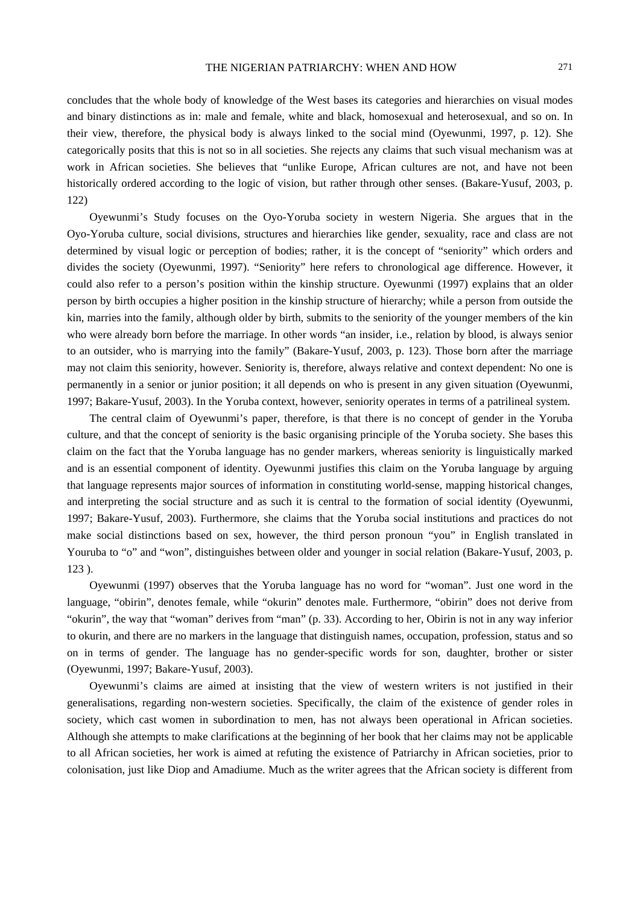concludes that the whole body of knowledge of the West bases its categories and hierarchies on visual modes and binary distinctions as in: male and female, white and black, homosexual and heterosexual, and so on. In their view, therefore, the physical body is always linked to the social mind (Oyewunmi, 1997, p. 12). She categorically posits that this is not so in all societies. She rejects any claims that such visual mechanism was at work in African societies. She believes that "unlike Europe, African cultures are not, and have not been historically ordered according to the logic of vision, but rather through other senses. (Bakare-Yusuf, 2003, p. 122)

Oyewunmi's Study focuses on the Oyo-Yoruba society in western Nigeria. She argues that in the Oyo-Yoruba culture, social divisions, structures and hierarchies like gender, sexuality, race and class are not determined by visual logic or perception of bodies; rather, it is the concept of "seniority" which orders and divides the society (Oyewunmi, 1997). "Seniority" here refers to chronological age difference. However, it could also refer to a person's position within the kinship structure. Oyewunmi (1997) explains that an older person by birth occupies a higher position in the kinship structure of hierarchy; while a person from outside the kin, marries into the family, although older by birth, submits to the seniority of the younger members of the kin who were already born before the marriage. In other words "an insider, i.e., relation by blood, is always senior to an outsider, who is marrying into the family" (Bakare-Yusuf, 2003, p. 123). Those born after the marriage may not claim this seniority, however. Seniority is, therefore, always relative and context dependent: No one is permanently in a senior or junior position; it all depends on who is present in any given situation (Oyewunmi, 1997; Bakare-Yusuf, 2003). In the Yoruba context, however, seniority operates in terms of a patrilineal system.

The central claim of Oyewunmi's paper, therefore, is that there is no concept of gender in the Yoruba culture, and that the concept of seniority is the basic organising principle of the Yoruba society. She bases this claim on the fact that the Yoruba language has no gender markers, whereas seniority is linguistically marked and is an essential component of identity. Oyewunmi justifies this claim on the Yoruba language by arguing that language represents major sources of information in constituting world-sense, mapping historical changes, and interpreting the social structure and as such it is central to the formation of social identity (Oyewunmi, 1997; Bakare-Yusuf, 2003). Furthermore, she claims that the Yoruba social institutions and practices do not make social distinctions based on sex, however, the third person pronoun "you" in English translated in Youruba to "o" and "won", distinguishes between older and younger in social relation (Bakare-Yusuf, 2003, p. 123 ).

Oyewunmi (1997) observes that the Yoruba language has no word for "woman". Just one word in the language, "obirin", denotes female, while "okurin" denotes male. Furthermore, "obirin" does not derive from "okurin", the way that "woman" derives from "man" (p. 33). According to her, Obirin is not in any way inferior to okurin, and there are no markers in the language that distinguish names, occupation, profession, status and so on in terms of gender. The language has no gender-specific words for son, daughter, brother or sister (Oyewunmi, 1997; Bakare-Yusuf, 2003).

Oyewunmi's claims are aimed at insisting that the view of western writers is not justified in their generalisations, regarding non-western societies. Specifically, the claim of the existence of gender roles in society, which cast women in subordination to men, has not always been operational in African societies. Although she attempts to make clarifications at the beginning of her book that her claims may not be applicable to all African societies, her work is aimed at refuting the existence of Patriarchy in African societies, prior to colonisation, just like Diop and Amadiume. Much as the writer agrees that the African society is different from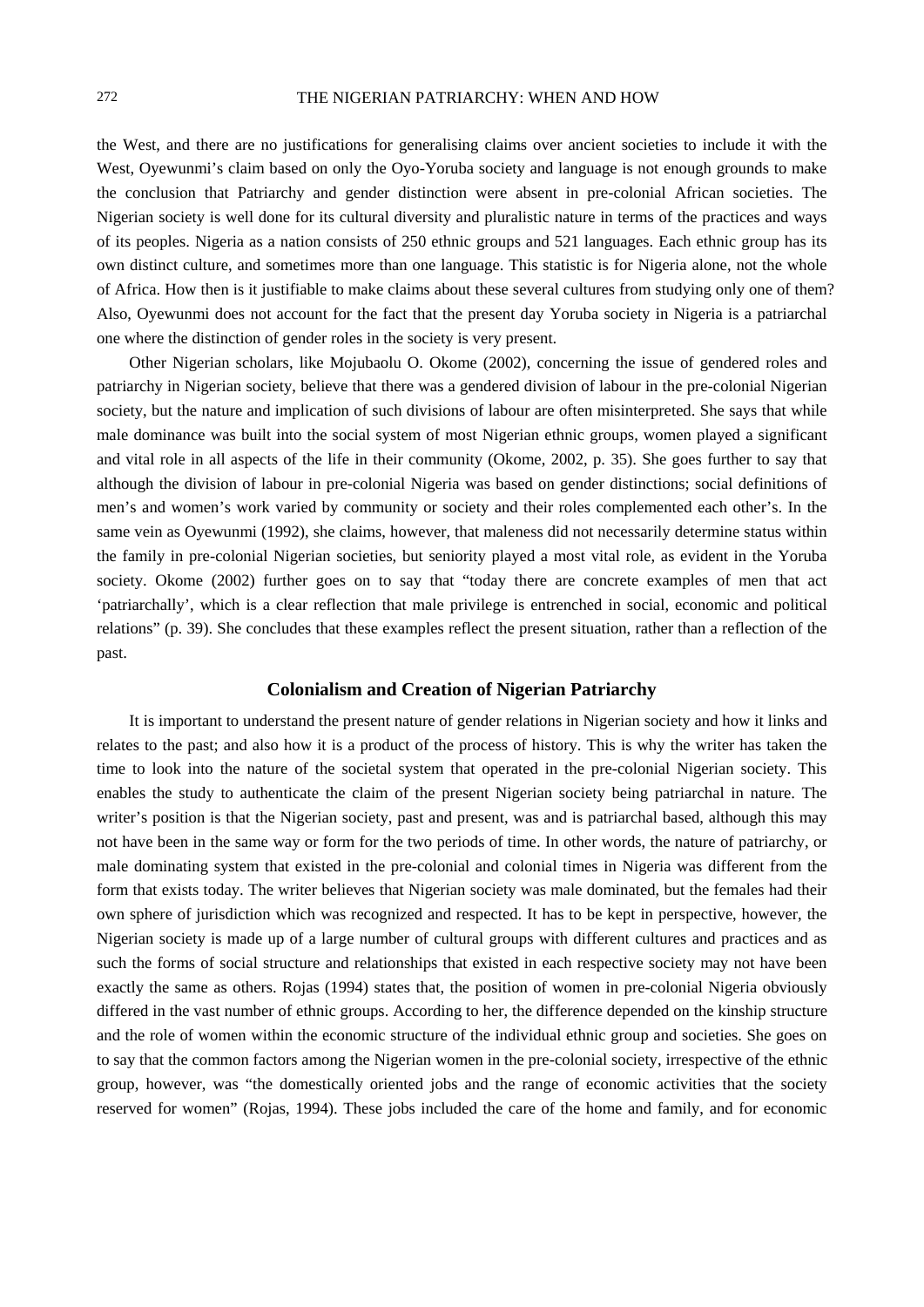the West, and there are no justifications for generalising claims over ancient societies to include it with the West, Oyewunmi's claim based on only the Oyo-Yoruba society and language is not enough grounds to make the conclusion that Patriarchy and gender distinction were absent in pre-colonial African societies. The Nigerian society is well done for its cultural diversity and pluralistic nature in terms of the practices and ways of its peoples. Nigeria as a nation consists of 250 ethnic groups and 521 languages. Each ethnic group has its own distinct culture, and sometimes more than one language. This statistic is for Nigeria alone, not the whole of Africa. How then is it justifiable to make claims about these several cultures from studying only one of them? Also, Oyewunmi does not account for the fact that the present day Yoruba society in Nigeria is a patriarchal one where the distinction of gender roles in the society is very present.

Other Nigerian scholars, like Mojubaolu O. Okome (2002), concerning the issue of gendered roles and patriarchy in Nigerian society, believe that there was a gendered division of labour in the pre-colonial Nigerian society, but the nature and implication of such divisions of labour are often misinterpreted. She says that while male dominance was built into the social system of most Nigerian ethnic groups, women played a significant and vital role in all aspects of the life in their community (Okome, 2002, p. 35). She goes further to say that although the division of labour in pre-colonial Nigeria was based on gender distinctions; social definitions of men's and women's work varied by community or society and their roles complemented each other's. In the same vein as Oyewunmi (1992), she claims, however, that maleness did not necessarily determine status within the family in pre-colonial Nigerian societies, but seniority played a most vital role, as evident in the Yoruba society. Okome (2002) further goes on to say that "today there are concrete examples of men that act 'patriarchally', which is a clear reflection that male privilege is entrenched in social, economic and political relations" (p. 39). She concludes that these examples reflect the present situation, rather than a reflection of the past.

## Colonialism and Creation of Nigerian Patriarchy

It is important to understand the present nature of gender relations in Nigerian society and how it links and relates to the past; and also how it is a product of the process of history. This is why the writer has taken the time to look into the nature of the societal system that operated in the pre-colonial Nigerian society. This enables the study to authenticate the claim of the present Nigerian society being patriarchal in nature. The writer's position is that the Nigerian society, past and present, was and is patriarchal based, although this may not have been in the same way or form for the two periods of time. In other words, the nature of patriarchy, or male dominating system that existed in the pre-colonial and colonial times in Nigeria was different from the form that exists today. The writer believes that Nigerian society was male dominated, but the females had their own sphere of jurisdiction which was recognized and respected. It has to be kept in perspective, however, the Nigerian society is made up of a large number of cultural groups with different cultures and practices and as such the forms of social structure and relationships that existed in each respective society may not have been exactly the same as others. Rojas (1994) states that, the position of women in pre-colonial Nigeria obviously differed in the vast number of ethnic groups. According to her, the difference depended on the kinship structure and the role of women within the economic structure of the individual ethnic group and societies. She goes on to say that the common factors among the Nigerian women in the pre-colonial society, irrespective of the ethnic group, however, was "the domestically oriented jobs and the range of economic activities that the society reserved for women" (Rojas, 1994). These jobs included the care of the home and family, and for economic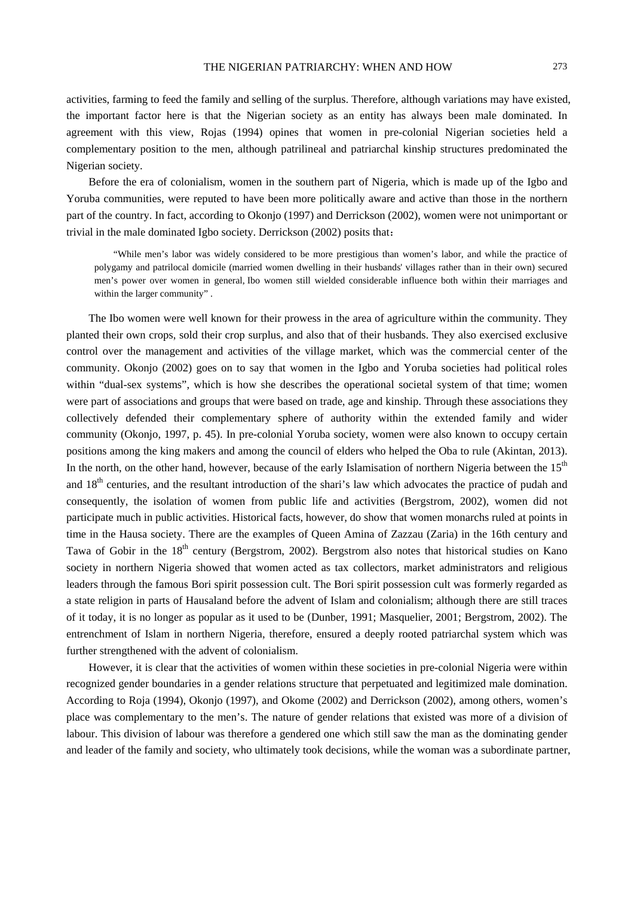activities, farming to feed the family and selling of the surplus. Therefore, although variations may have existed, the important factor here is that the Nigerian society as an entity has always been male dominated. In agreement with this view, Rojas (1994) opines that women in pre-colonial Nigerian societies held a complementary position to the men, although patrilineal and patriarchal kinship structures predominated the Nigerian society.

Before the era of colonialism, women in the southern part of Nigeria, which is made up of the Igbo and Yoruba communities, were reputed to have been more politically aware and active than those in the northern part of the country. In fact, according to Okonjo (1997) and Derrickson (2002), women were not unimportant or trivial in the male dominated Igbo society. Derrickson (2002) posits that：

> "While men's labor was widely considered to be more prestigious than women's labor, and while the practice of polygamy and patrilocal domicile (married women dwelling in their husbands' villages rather than in their own) secured men's power over women in general, Ibo women still wielded considerable influence both within their marriages and within the larger community" .

The Ibo women were well known for their prowess in the area of agriculture within the community. They planted their own crops, sold their crop surplus, and also that of their husbands. They also exercised exclusive control over the management and activities of the village market, which was the commercial center of the community. Okonjo (2002) goes on to say that women in the Igbo and Yoruba societies had political roles within "dual-sex systems", which is how she describes the operational societal system of that time; women were part of associations and groups that were based on trade, age and kinship. Through these associations they collectively defended their complementary sphere of authority within the extended family and wider community (Okonjo, 1997, p. 45). In pre-colonial Yoruba society, women were also known to occupy certain positions among the king makers and among the council of elders who helped the Oba to rule (Akintan, 2013). In the north, on the other hand, however, because of the early Islamisation of northern Nigeria between the 15th and 18th centuries, and the resultant introduction of the shari's law which advocates the practice of pudah and consequently, the isolation of women from public life and activities (Bergstrom, 2002), women did not participate much in public activities. Historical facts, however, do show that women monarchs ruled at points in time in the Hausa society. There are the examples of Queen Amina of Zazzau (Zaria) in the 16th century and Tawa of Gobir in the 18th century (Bergstrom, 2002). Bergstrom also notes that historical studies on Kano society in northern Nigeria showed that women acted as tax collectors, market administrators and religious leaders through the famous Bori spirit possession cult. The Bori spirit possession cult was formerly regarded as a state religion in parts of Hausaland before the advent of Islam and colonialism; although there are still traces of it today, it is no longer as popular as it used to be (Dunber, 1991; Masquelier, 2001; Bergstrom, 2002). The entrenchment of Islam in northern Nigeria, therefore, ensured a deeply rooted patriarchal system which was further strengthened with the advent of colonialism.

However, it is clear that the activities of women within these societies in pre-colonial Nigeria were within recognized gender boundaries in a gender relations structure that perpetuated and legitimized male domination. According to Roja (1994), Okonjo (1997), and Okome (2002) and Derrickson (2002), among others, women's place was complementary to the men's. The nature of gender relations that existed was more of a division of labour. This division of labour was therefore a gendered one which still saw the man as the dominating gender and leader of the family and society, who ultimately took decisions, while the woman was a subordinate partner,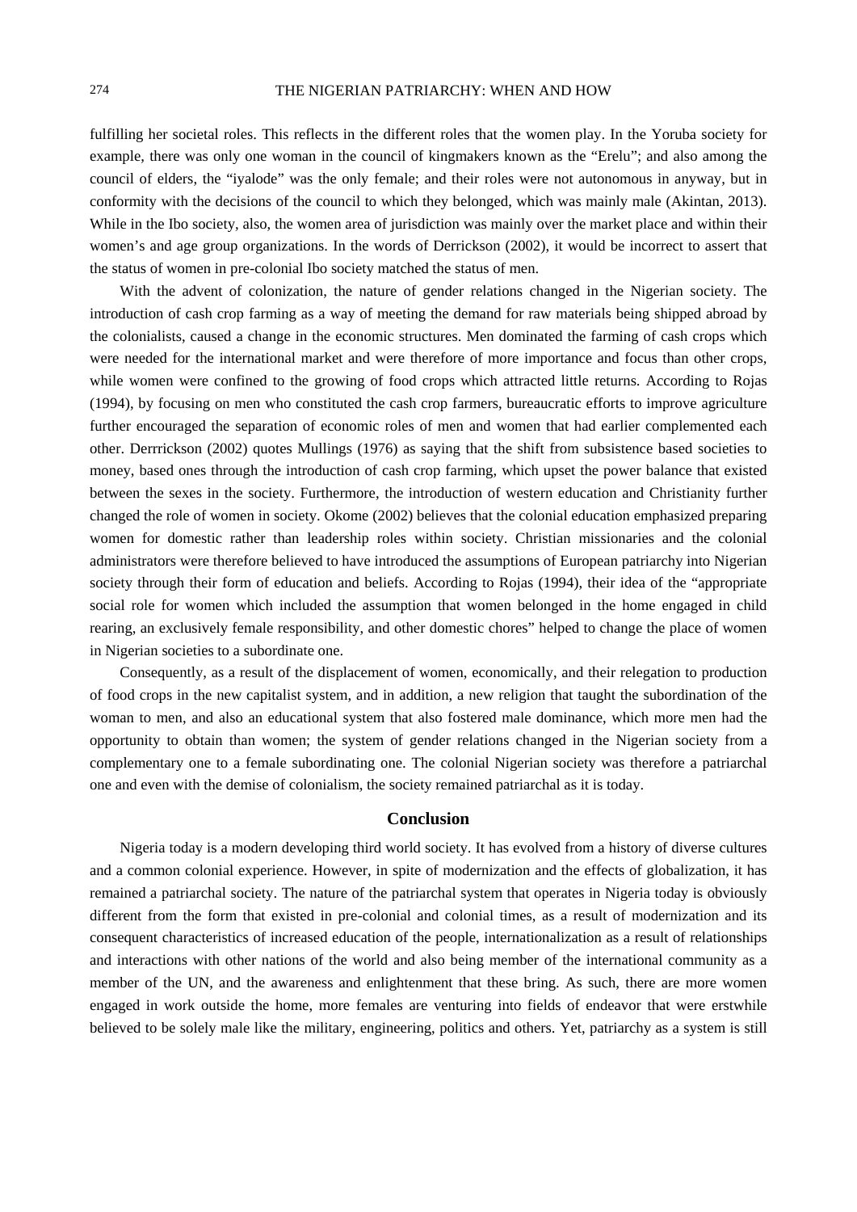fulfilling her societal roles. This reflects in the different roles that the women play. In the Yoruba society for example, there was only one woman in the council of kingmakers known as the "Erelu"; and also among the council of elders, the "iyalode" was the only female; and their roles were not autonomous in anyway, but in conformity with the decisions of the council to which they belonged, which was mainly male (Akintan, 2013). While in the Ibo society, also, the women area of jurisdiction was mainly over the market place and within their women's and age group organizations. In the words of Derrickson (2002), it would be incorrect to assert that the status of women in pre-colonial Ibo society matched the status of men.

With the advent of colonization, the nature of gender relations changed in the Nigerian society. The introduction of cash crop farming as a way of meeting the demand for raw materials being shipped abroad by the colonialists, caused a change in the economic structures. Men dominated the farming of cash crops which were needed for the international market and were therefore of more importance and focus than other crops, while women were confined to the growing of food crops which attracted little returns. According to Rojas (1994), by focusing on men who constituted the cash crop farmers, bureaucratic efforts to improve agriculture further encouraged the separation of economic roles of men and women that had earlier complemented each other. Derrrickson (2002) quotes Mullings (1976) as saying that the shift from subsistence based societies to money, based ones through the introduction of cash crop farming, which upset the power balance that existed between the sexes in the society. Furthermore, the introduction of western education and Christianity further changed the role of women in society. Okome (2002) believes that the colonial education emphasized preparing women for domestic rather than leadership roles within society. Christian missionaries and the colonial administrators were therefore believed to have introduced the assumptions of European patriarchy into Nigerian society through their form of education and beliefs. According to Rojas (1994), their idea of the "appropriate social role for women which included the assumption that women belonged in the home engaged in child rearing, an exclusively female responsibility, and other domestic chores" helped to change the place of women in Nigerian societies to a subordinate one.

Consequently, as a result of the displacement of women, economically, and their relegation to production of food crops in the new capitalist system, and in addition, a new religion that taught the subordination of the woman to men, and also an educational system that also fostered male dominance, which more men had the opportunity to obtain than women; the system of gender relations changed in the Nigerian society from a complementary one to a female subordinating one. The colonial Nigerian society was therefore a patriarchal one and even with the demise of colonialism, the society remained patriarchal as it is today.

## Conclusion

Nigeria today is a modern developing third world society. It has evolved from a history of diverse cultures and a common colonial experience. However, in spite of modernization and the effects of globalization, it has remained a patriarchal society. The nature of the patriarchal system that operates in Nigeria today is obviously different from the form that existed in pre-colonial and colonial times, as a result of modernization and its consequent characteristics of increased education of the people, internationalization as a result of relationships and interactions with other nations of the world and also being member of the international community as a member of the UN, and the awareness and enlightenment that these bring. As such, there are more women engaged in work outside the home, more females are venturing into fields of endeavor that were erstwhile believed to be solely male like the military, engineering, politics and others. Yet, patriarchy as a system is still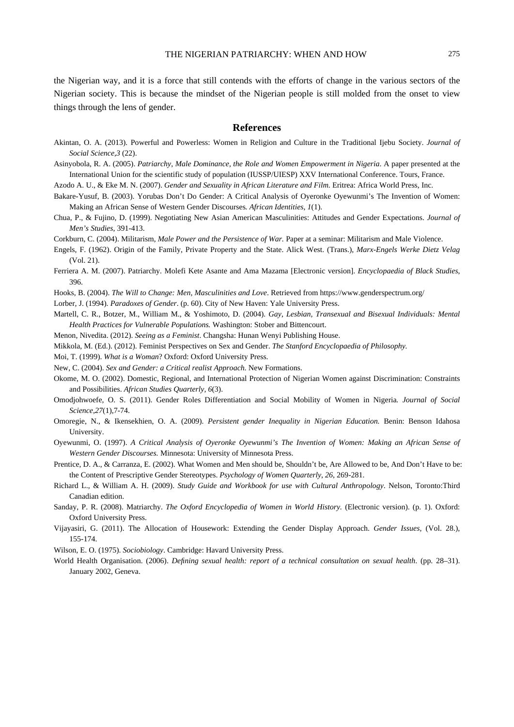the Nigerian way, and it is a force that still contends with the efforts of change in the various sectors of the Nigerian society. This is because the mindset of the Nigerian people is still molded from the onset to view things through the lens of gender.

## References

Akintan, O. A. (2013). Powerful and Powerless: Women in Religion and Culture in the Traditional Ijebu Society. *Journal of Social Science,3* (22).

Asinyobola, R. A. (2005). *Patriarchy, Male Dominance, the Role and Women Empowerment in Nigeria*. A paper presented at the International Union for the scientific study of population (IUSSP/UIESP) XXV International Conference. Tours, France.

Azodo A. U., & Eke M. N. (2007). *Gender and Sexuality in African Literature and Film.* Eritrea: Africa World Press, Inc.

Bakare-Yusuf, B. (2003). Yorubas Don't Do Gender: A Critical Analysis of Oyeronke Oyewunmi's The Invention of Women: Making an African Sense of Western Gender Discourses*. African Identities, 1*(1).

Chua, P., & Fujino, D. (1999). Negotiating New Asian American Masculinities: Attitudes and Gender Expectations. *Journal of Men's Studies*, 391-413.

Corkburn, C. (2004). Militarism, *Male Power and the Persistence of War.* Paper at a seminar: Militarism and Male Violence.

Engels, F. (1962). Origin of the Family, Private Property and the State. Alick West. (Trans.), *Marx-Engels Werke Dietz Velag* (Vol. 21).

Ferriera A. M. (2007). Patriarchy. Molefi Kete Asante and Ama Mazama [Electronic version]. *Encyclopaedia of Black Studies*, 396.

Hooks, B. (2004). *The Will to Change: Men, Masculinities and Love*. Retrieved from https://www.genderspectrum.org/

Lorber, J. (1994). *Paradoxes of Gender*. (p. 60). City of New Haven: Yale University Press.

Martell, C. R., Botzer, M., William M., & Yoshimoto, D. (2004). *Gay, Lesbian, Transexual and Bisexual Individuals: Mental Health Practices for Vulnerable Populations.* Washington: Stober and Bittencourt.

Menon, Nivedita. (2012). *Seeing as a Feminist*. Changsha: Hunan Wenyi Publishing House.

Mikkola, M. (Ed.). (2012). Feminist Perspectives on Sex and Gender. *The Stanford Encyclopaedia of Philosophy.*

Moi, T. (1999). *What is a Woman*? Oxford: Oxford University Press.

New, C. (2004). *Sex and Gender: a Critical realist Approach.* New Formations.

Okome, M. O. (2002). Domestic, Regional, and International Protection of Nigerian Women against Discrimination: Constraints and Possibilities. *African Studies Quarterly, 6*(3).

Omodjohwoefe, O. S. (2011). Gender Roles Differentiation and Social Mobility of Women in Nigeria*. Journal of Social Science,27*(1),7-74.

Omoregie, N., & Ikensekhien, O. A. (2009). *Persistent gender Inequality in Nigerian Education.* Benin: Benson Idahosa University.

Oyewunmi, O. (1997). *A Critical Analysis of Oyeronke Oyewunmi's The Invention of Women: Making an African Sense of Western Gender Discourses.* Minnesota: University of Minnesota Press.

Prentice, D. A., & Carranza, E. (2002). What Women and Men should be, Shouldn't be, Are Allowed to be, And Don't Have to be: the Content of Prescriptive Gender Stereotypes. *Psychology of Women Quarterly, 26*, 269-281.

Richard L., & William A. H. (2009). *Study Guide and Workbook for use with Cultural Anthropology*. Nelson, Toronto:Third Canadian edition.

Sanday, P. R. (2008). Matriarchy. *The Oxford Encyclopedia of Women in World History.* (Electronic version). (p. 1). Oxford: Oxford University Press.

Vijayasiri, G. (2011). The Allocation of Housework: Extending the Gender Display Approach. *Gender Issues,* (Vol. 28.), 155-174.

Wilson, E. O. (1975). *Sociobiology*. Cambridge: Havard University Press.

World Health Organisation. (2006). *Defining sexual health: report of a technical consultation on sexual health*. (pp. 28–31). January 2002, Geneva.